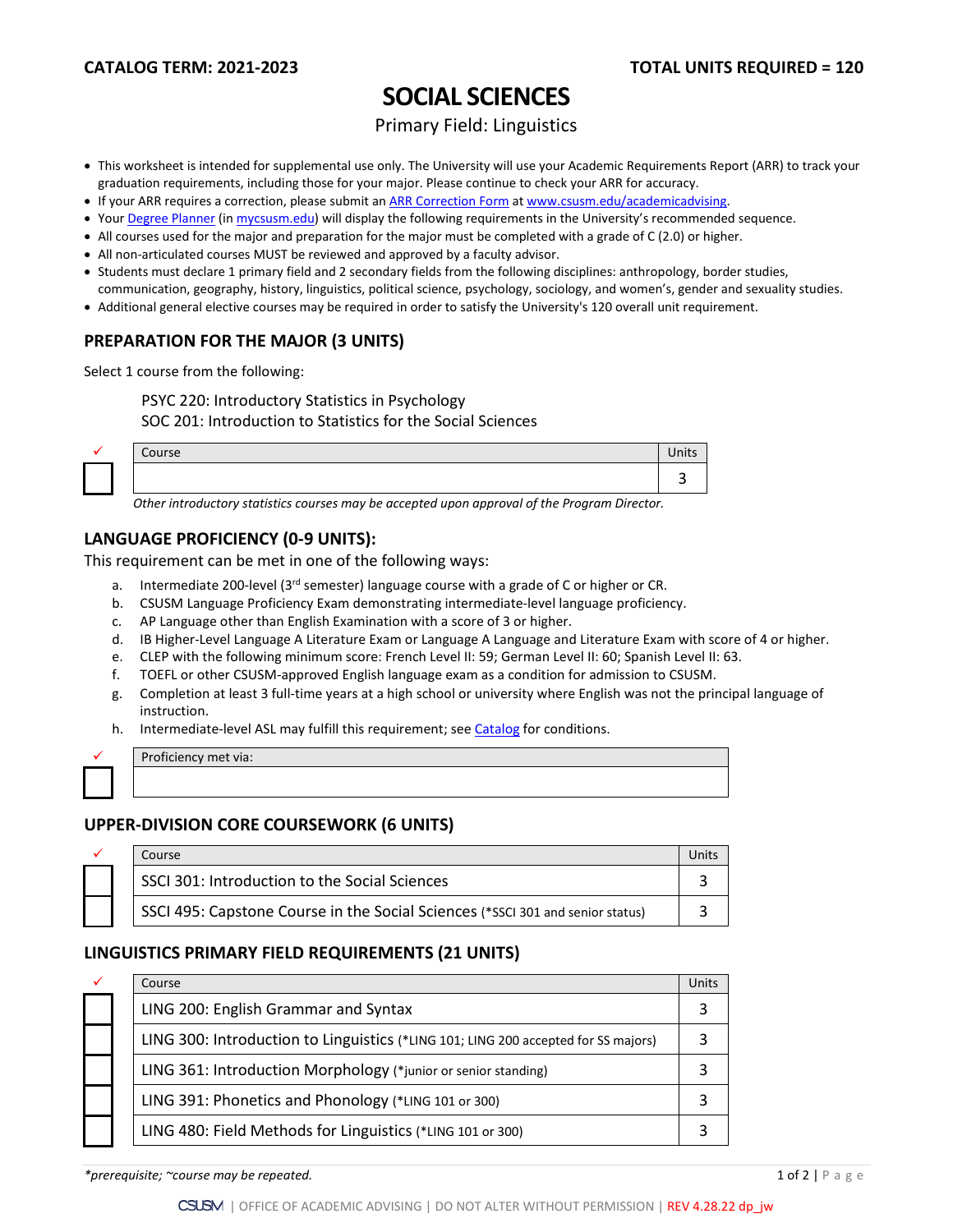**CATALOG TERM: 2021-2023** **TOTAL UNITS REQUIRED = 120**

# SOCIAL SCIENCES

Primary Field: Linguistics

- This worksheet is intended for supplemental use only. The University will use your Academic Requirements Report (ARR) to track your graduation requirements, including those for your major. Please continue to check your ARR for accuracy.
- If your ARR requires a correction, please submit an ARR Correction Form at www.csusm.edu/academicadvising.
- Your Degree Planner (in mycsusm.edu) will display the following requirements in the University's recommended sequence.
- All courses used for the major and preparation for the major must be completed with a grade of C (2.0) or higher.
- All non-articulated courses MUST be reviewed and approved by a faculty advisor.
- Students must declare 1 primary field and 2 secondary fields from the following disciplines: anthropology, border studies, communication, geography, history, linguistics, political science, psychology, sociology, and women's, gender and sexuality studies.
- Additional general elective courses may be required in order to satisfy the University's 120 overall unit requirement.

## PREPARATION FOR THE MAJOR (3 UNITS)

Select 1 course from the following:

PSYC 220: Introductory Statistics in Psychology
SOC 201: Introduction to Statistics for the Social Sciences

| ✓ | Course | Units |
|---|---|---|
| ☐ | | 3 |

*Other introductory statistics courses may be accepted upon approval of the Program Director.*

## LANGUAGE PROFICIENCY (0-9 UNITS):

This requirement can be met in one of the following ways:

a. Intermediate 200-level (3rd semester) language course with a grade of C or higher or CR.
b. CSUSM Language Proficiency Exam demonstrating intermediate-level language proficiency.
c. AP Language other than English Examination with a score of 3 or higher.
d. IB Higher-Level Language A Literature Exam or Language A Language and Literature Exam with score of 4 or higher.
e. CLEP with the following minimum score: French Level II: 59; German Level II: 60; Spanish Level II: 63.
f. TOEFL or other CSUSM-approved English language exam as a condition for admission to CSUSM.
g. Completion at least 3 full-time years at a high school or university where English was not the principal language of instruction.
h. Intermediate-level ASL may fulfill this requirement; see Catalog for conditions.

| ✓ | Proficiency met via: |
|---|---|
| ☐ | |

## UPPER-DIVISION CORE COURSEWORK (6 UNITS)

| ✓ | Course | Units |
|---|---|---|
| ☐ | SSCI 301: Introduction to the Social Sciences | 3 |
| ☐ | SSCI 495: Capstone Course in the Social Sciences (*SSCI 301 and senior status) | 3 |

## LINGUISTICS PRIMARY FIELD REQUIREMENTS (21 UNITS)

| ✓ | Course | Units |
|---|---|---|
| ☐ | LING 200: English Grammar and Syntax | 3 |
| ☐ | LING 300: Introduction to Linguistics (*LING 101; LING 200 accepted for SS majors) | 3 |
| ☐ | LING 361: Introduction Morphology (*junior or senior standing) | 3 |
| ☐ | LING 391: Phonetics and Phonology (*LING 101 or 300) | 3 |
| ☐ | LING 480: Field Methods for Linguistics (*LING 101 or 300) | 3 |

*\*prerequisite; ~course may be repeated.*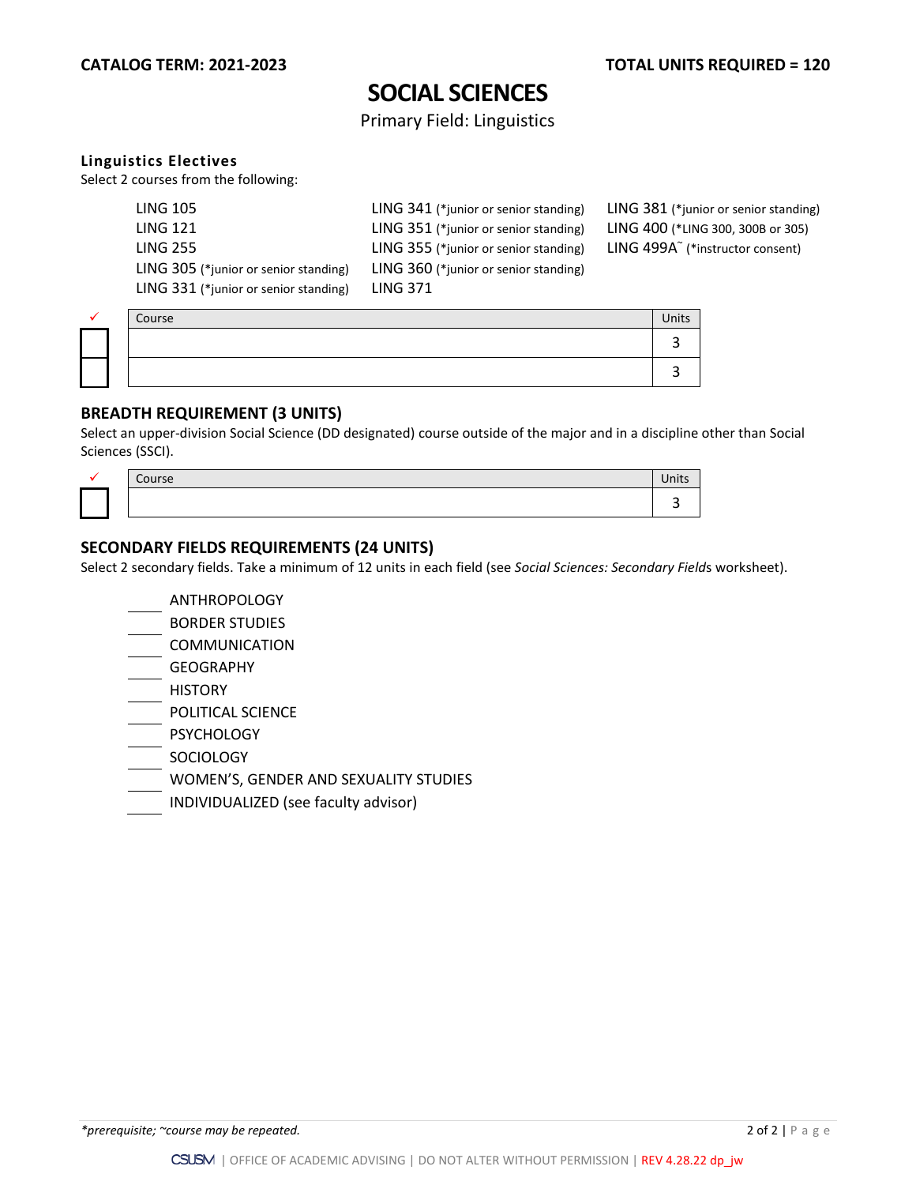CATALOG TERM: 2021-2023

TOTAL UNITS REQUIRED = 120

# SOCIAL SCIENCES

Primary Field: Linguistics

### Linguistics Electives

Select 2 courses from the following:

- LING 105
- LING 121
- LING 255
- LING 305 (*junior or senior standing)
- LING 331 (*junior or senior standing)
- LING 341 (*junior or senior standing)
- LING 351 (*junior or senior standing)
- LING 355 (*junior or senior standing)
- LING 360 (*junior or senior standing)
- LING 371
- LING 381 (*junior or senior standing)
- LING 400 (*LING 300, 300B or 305)
- LING 499A~ (*instructor consent)

| ✓ | Course | Units |
|---|---|---|
| ☐ | | 3 |
| ☐ | | 3 |

## BREADTH REQUIREMENT (3 UNITS)

Select an upper-division Social Science (DD designated) course outside of the major and in a discipline other than Social Sciences (SSCI).

| ✓ | Course | Units |
|---|---|---|
| ☐ | | 3 |

## SECONDARY FIELDS REQUIREMENTS (24 UNITS)

Select 2 secondary fields. Take a minimum of 12 units in each field (see *Social Sciences: Secondary Field*s worksheet).

- ____ ANTHROPOLOGY
- ____ BORDER STUDIES
- ____ COMMUNICATION
- ____ GEOGRAPHY
- ____ HISTORY
- ____ POLITICAL SCIENCE
- ____ PSYCHOLOGY
- ____ SOCIOLOGY
- ____ WOMEN'S, GENDER AND SEXUALITY STUDIES
- ____ INDIVIDUALIZED (see faculty advisor)

*\*prerequisite; ~course may be repeated.*

CSUSM | OFFICE OF ACADEMIC ADVISING | DO NOT ALTER WITHOUT PERMISSION | REV 4.28.22 dp_jw